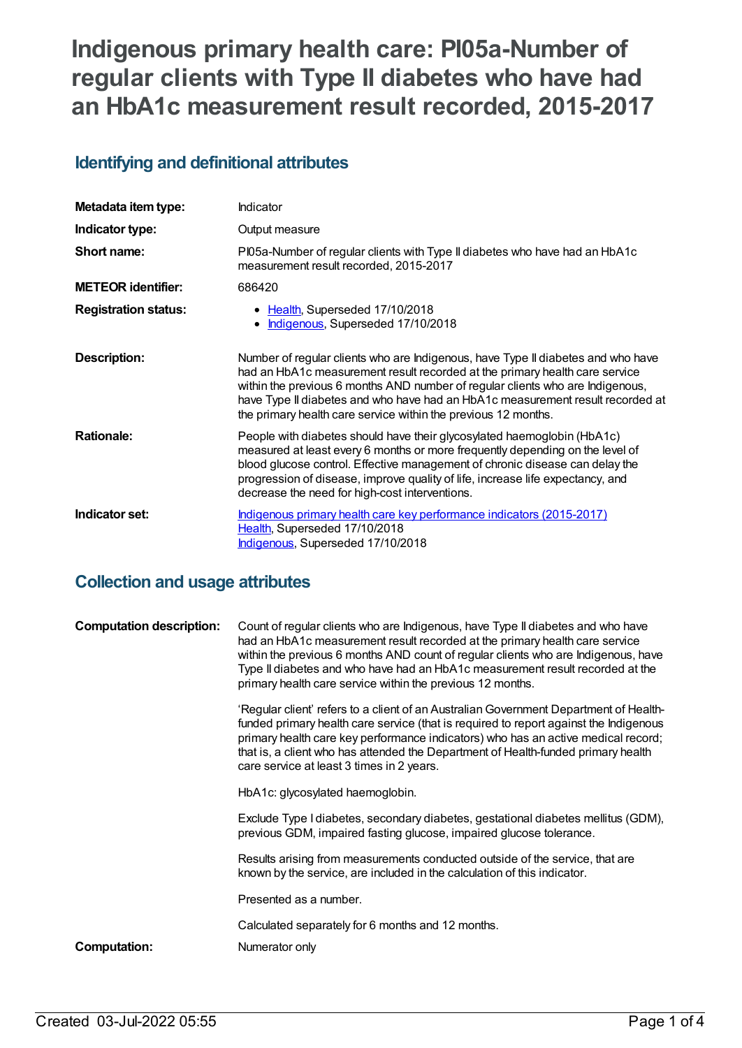# Indigenous primary health care: PI05a-Number of regular clients with Type II diabetes who have had an HbA1c measurement result recorded, 2015-2017

## Identifying and definitional attributes

| | |
|---|---|
| **Metadata item type:** | Indicator |
| **Indicator type:** | Output measure |
| **Short name:** | PI05a-Number of regular clients with Type II diabetes who have had an HbA1c measurement result recorded, 2015-2017 |
| **METEOR identifier:** | 686420 |
| **Registration status:** | • Health, Superseded 17/10/2018<br>• Indigenous, Superseded 17/10/2018 |
| **Description:** | Number of regular clients who are Indigenous, have Type II diabetes and who have had an HbA1c measurement result recorded at the primary health care service within the previous 6 months AND number of regular clients who are Indigenous, have Type II diabetes and who have had an HbA1c measurement result recorded at the primary health care service within the previous 12 months. |
| **Rationale:** | People with diabetes should have their glycosylated haemoglobin (HbA1c) measured at least every 6 months or more frequently depending on the level of blood glucose control. Effective management of chronic disease can delay the progression of disease, improve quality of life, increase life expectancy, and decrease the need for high-cost interventions. |
| **Indicator set:** | Indigenous primary health care key performance indicators (2015-2017)<br>Health, Superseded 17/10/2018<br>Indigenous, Superseded 17/10/2018 |

## Collection and usage attributes

**Computation description:**

Count of regular clients who are Indigenous, have Type II diabetes and who have had an HbA1c measurement result recorded at the primary health care service within the previous 6 months AND count of regular clients who are Indigenous, have Type II diabetes and who have had an HbA1c measurement result recorded at the primary health care service within the previous 12 months.

'Regular client' refers to a client of an Australian Government Department of Health-funded primary health care service (that is required to report against the Indigenous primary health care key performance indicators) who has an active medical record; that is, a client who has attended the Department of Health-funded primary health care service at least 3 times in 2 years.

HbA1c: glycosylated haemoglobin.

Exclude Type I diabetes, secondary diabetes, gestational diabetes mellitus (GDM), previous GDM, impaired fasting glucose, impaired glucose tolerance.

Results arising from measurements conducted outside of the service, that are known by the service, are included in the calculation of this indicator.

Presented as a number.

Calculated separately for 6 months and 12 months.

**Computation:** Numerator only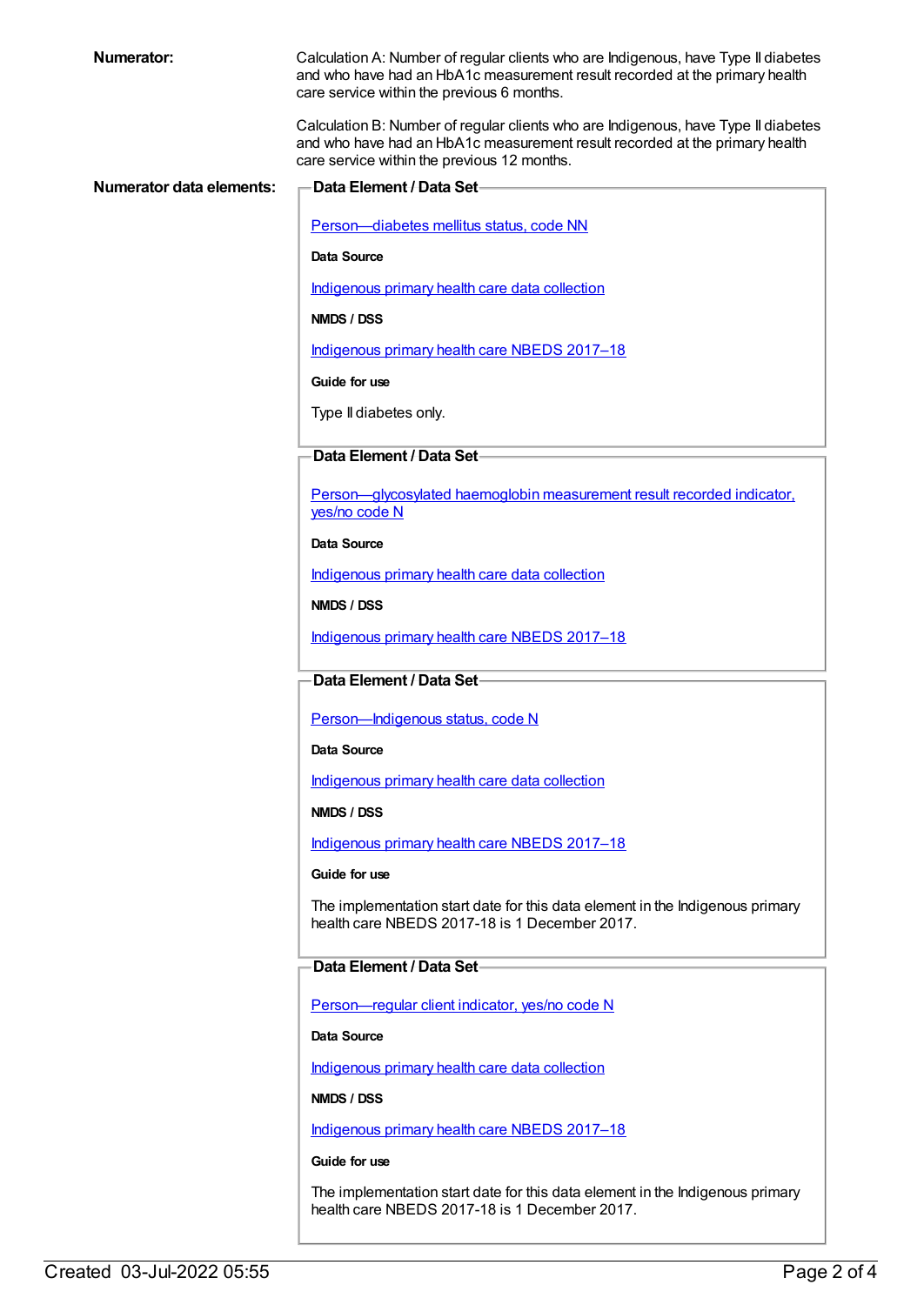**Numerator:**

Calculation A: Number of regular clients who are Indigenous, have Type II diabetes and who have had an HbA1c measurement result recorded at the primary health care service within the previous 6 months.

Calculation B: Number of regular clients who are Indigenous, have Type II diabetes and who have had an HbA1c measurement result recorded at the primary health care service within the previous 12 months.

**Numerator data elements:**

**Data Element / Data Set**

Person—diabetes mellitus status, code NN

**Data Source**

Indigenous primary health care data collection

**NMDS / DSS**

Indigenous primary health care NBEDS 2017–18

**Guide for use**

Type II diabetes only.

**Data Element / Data Set**

Person—glycosylated haemoglobin measurement result recorded indicator, yes/no code N

**Data Source**

Indigenous primary health care data collection

**NMDS / DSS**

Indigenous primary health care NBEDS 2017–18

**Data Element / Data Set**

Person—Indigenous status, code N

**Data Source**

Indigenous primary health care data collection

**NMDS / DSS**

Indigenous primary health care NBEDS 2017–18

**Guide for use**

The implementation start date for this data element in the Indigenous primary health care NBEDS 2017-18 is 1 December 2017.

**Data Element / Data Set**

Person—regular client indicator, yes/no code N

**Data Source**

Indigenous primary health care data collection

**NMDS / DSS**

Indigenous primary health care NBEDS 2017–18

**Guide for use**

The implementation start date for this data element in the Indigenous primary health care NBEDS 2017-18 is 1 December 2017.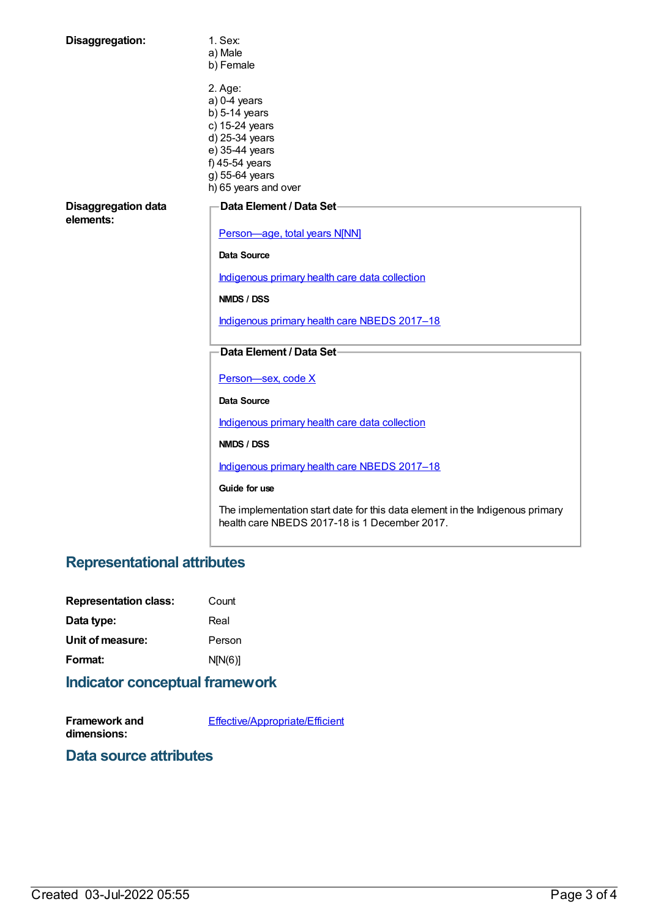**Disaggregation:**

1. Sex:
a) Male
b) Female

2. Age:
a) 0-4 years
b) 5-14 years
c) 15-24 years
d) 25-34 years
e) 35-44 years
f) 45-54 years
g) 55-64 years
h) 65 years and over

**Disaggregation data elements:**

**Data Element / Data Set**

Person—age, total years N[NN]

**Data Source**

Indigenous primary health care data collection

**NMDS / DSS**

Indigenous primary health care NBEDS 2017–18

**Data Element / Data Set**

Person—sex, code X

**Data Source**

Indigenous primary health care data collection

**NMDS / DSS**

Indigenous primary health care NBEDS 2017–18

**Guide for use**

The implementation start date for this data element in the Indigenous primary health care NBEDS 2017-18 is 1 December 2017.

## Representational attributes

**Representation class:** Count

**Data type:** Real

**Unit of measure:** Person

**Format:** N[N(6)]

## Indicator conceptual framework

**Framework and dimensions:** Effective/Appropriate/Efficient

## Data source attributes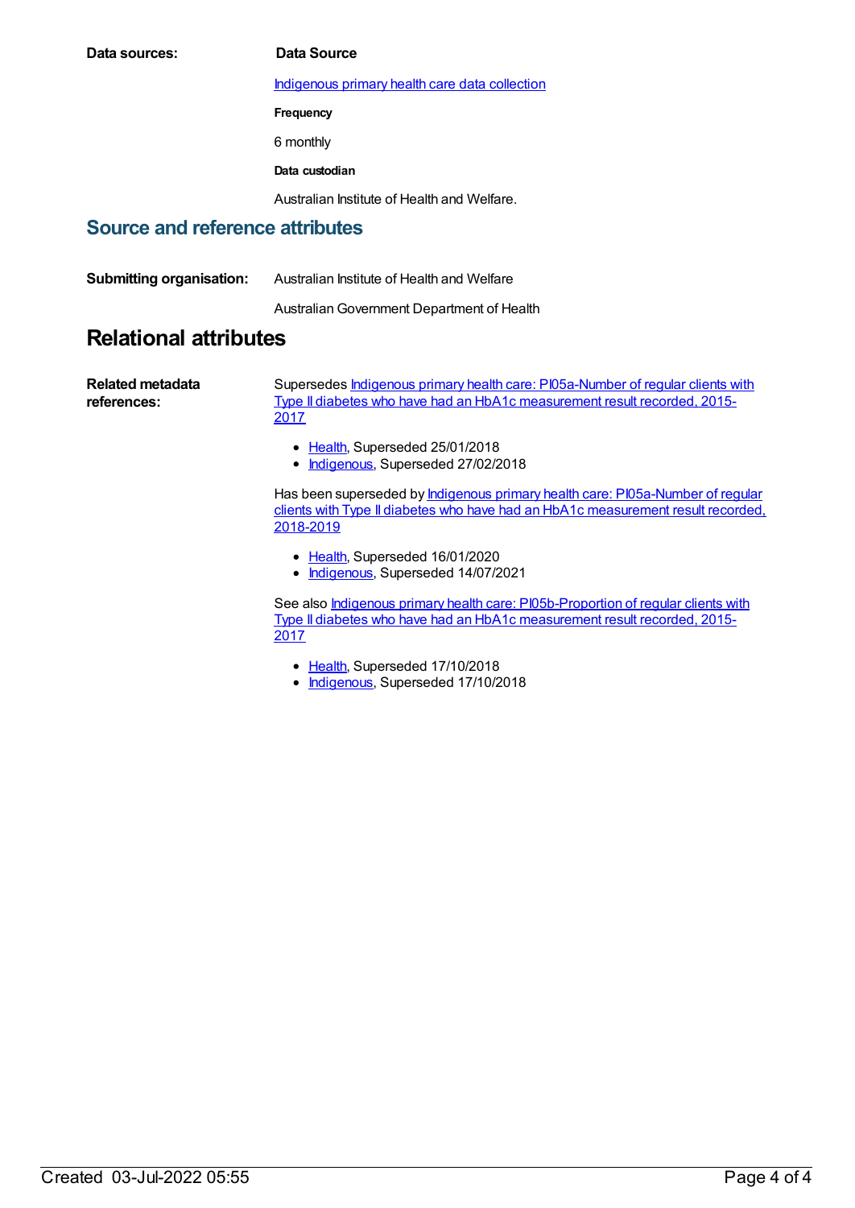**Data sources:**

**Data Source**

Indigenous primary health care data collection

**Frequency**

6 monthly

**Data custodian**

Australian Institute of Health and Welfare.

## Source and reference attributes

**Submitting organisation:** Australian Institute of Health and Welfare

Australian Government Department of Health

# Relational attributes

**Related metadata references:**

Supersedes Indigenous primary health care: PI05a-Number of regular clients with Type II diabetes who have had an HbA1c measurement result recorded, 2015-2017

- Health, Superseded 25/01/2018
- Indigenous, Superseded 27/02/2018

Has been superseded by Indigenous primary health care: PI05a-Number of regular clients with Type II diabetes who have had an HbA1c measurement result recorded, 2018-2019

- Health, Superseded 16/01/2020
- Indigenous, Superseded 14/07/2021

See also Indigenous primary health care: PI05b-Proportion of regular clients with Type II diabetes who have had an HbA1c measurement result recorded, 2015-2017

- Health, Superseded 17/10/2018
- Indigenous, Superseded 17/10/2018